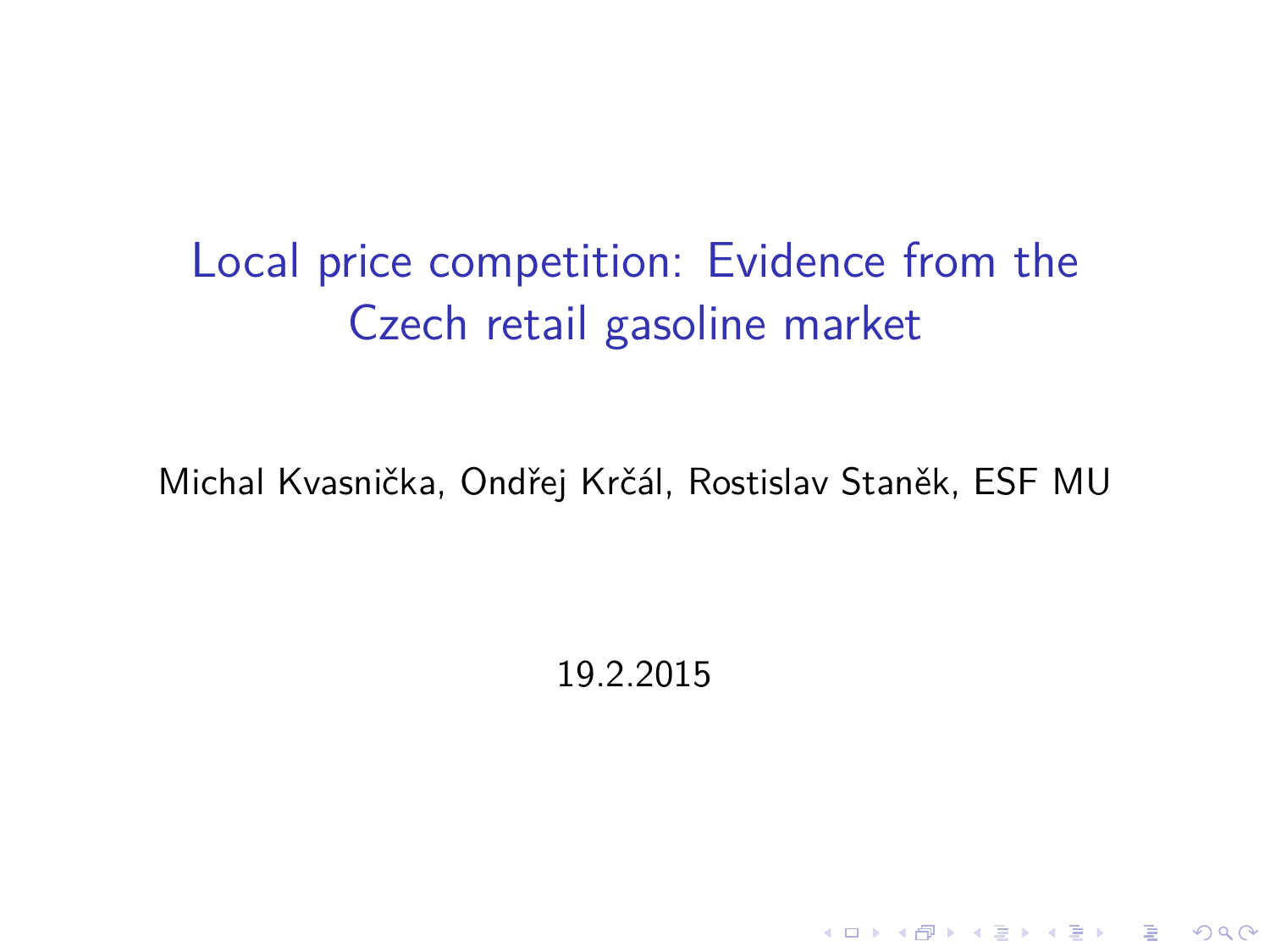# Local price competition: Evidence from the Czech retail gasoline market

Michal Kvasnička, Ondřej Krčál, Rostislav Staněk, ESF MU

19.2.2015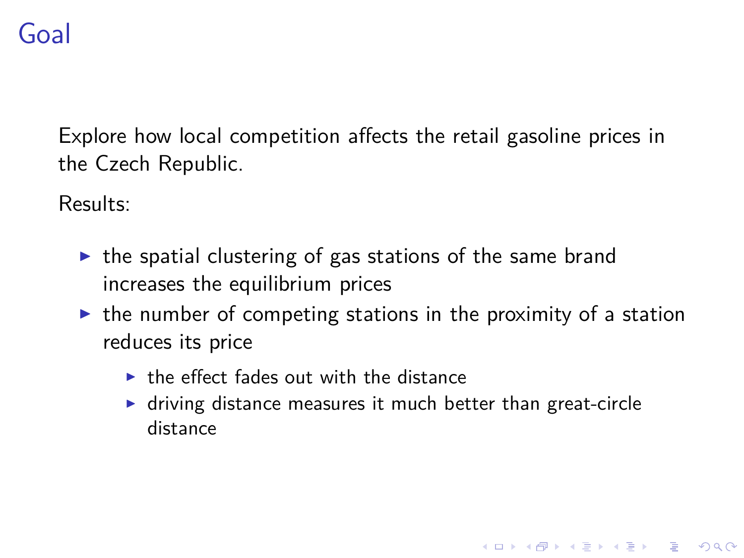# Goal

Explore how local competition affects the retail gasoline prices in the Czech Republic.

Results:

- the spatial clustering of gas stations of the same brand increases the equilibrium prices
- the number of competing stations in the proximity of a station reduces its price
  - the effect fades out with the distance
  - driving distance measures it much better than great-circle distance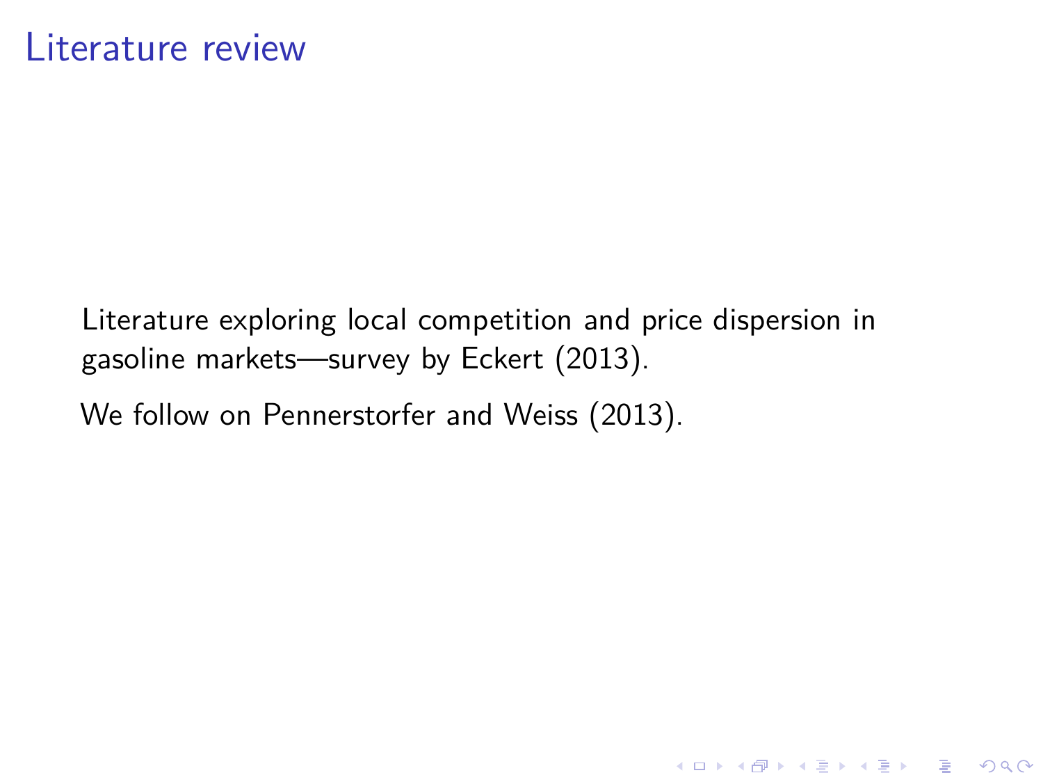# Literature review

Literature exploring local competition and price dispersion in gasoline markets—survey by Eckert (2013).

We follow on Pennerstorfer and Weiss (2013).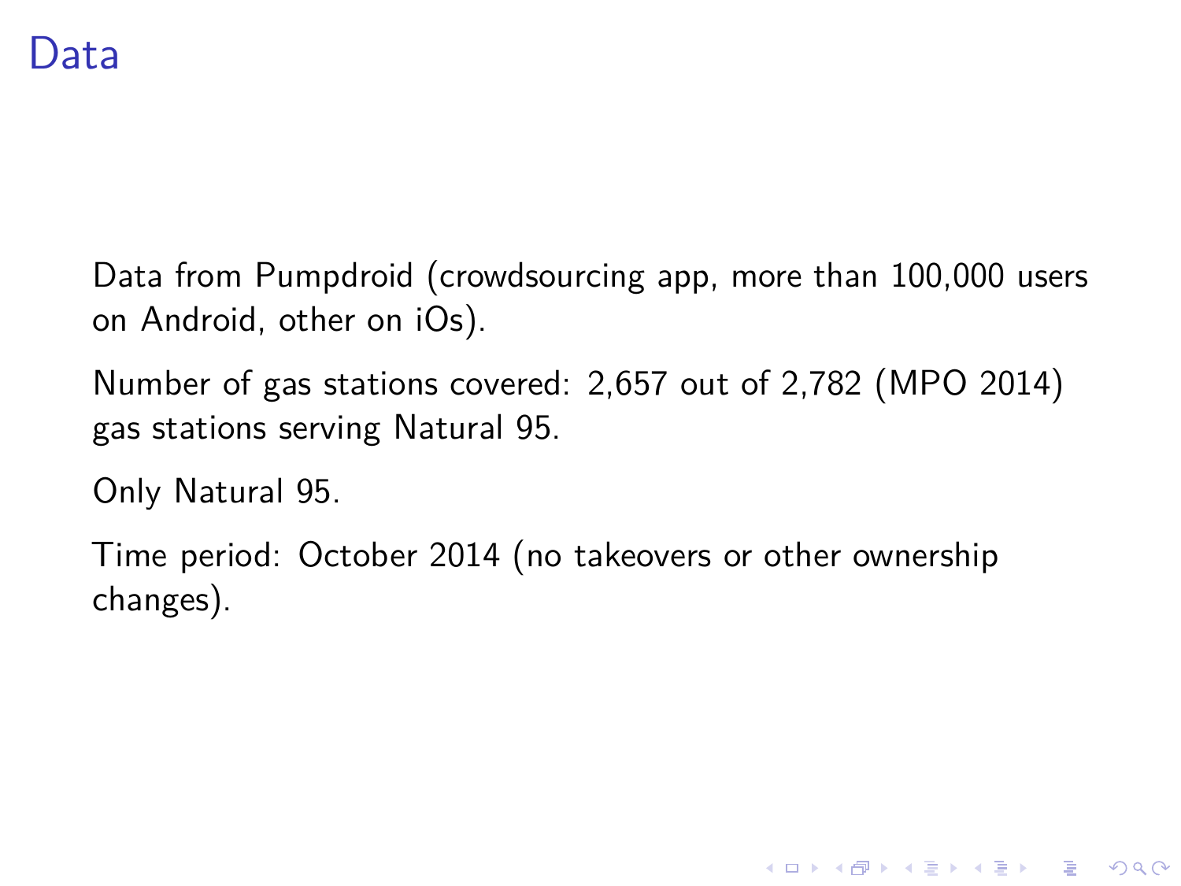# Data

Data from Pumpdroid (crowdsourcing app, more than 100,000 users on Android, other on iOs).

Number of gas stations covered: 2,657 out of 2,782 (MPO 2014) gas stations serving Natural 95.

Only Natural 95.

Time period: October 2014 (no takeovers or other ownership changes).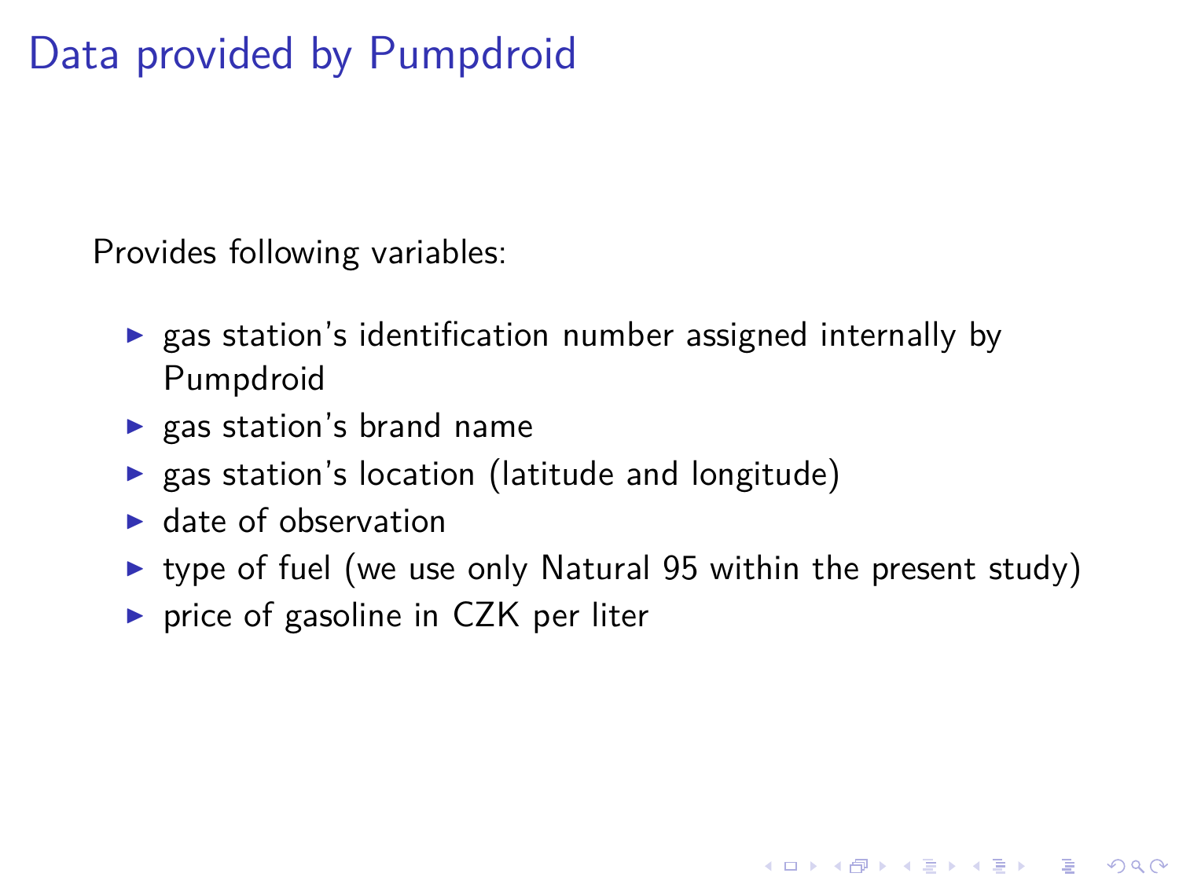# Data provided by Pumpdroid

Provides following variables:

- gas station's identification number assigned internally by Pumpdroid
- gas station's brand name
- gas station's location (latitude and longitude)
- date of observation
- type of fuel (we use only Natural 95 within the present study)
- price of gasoline in CZK per liter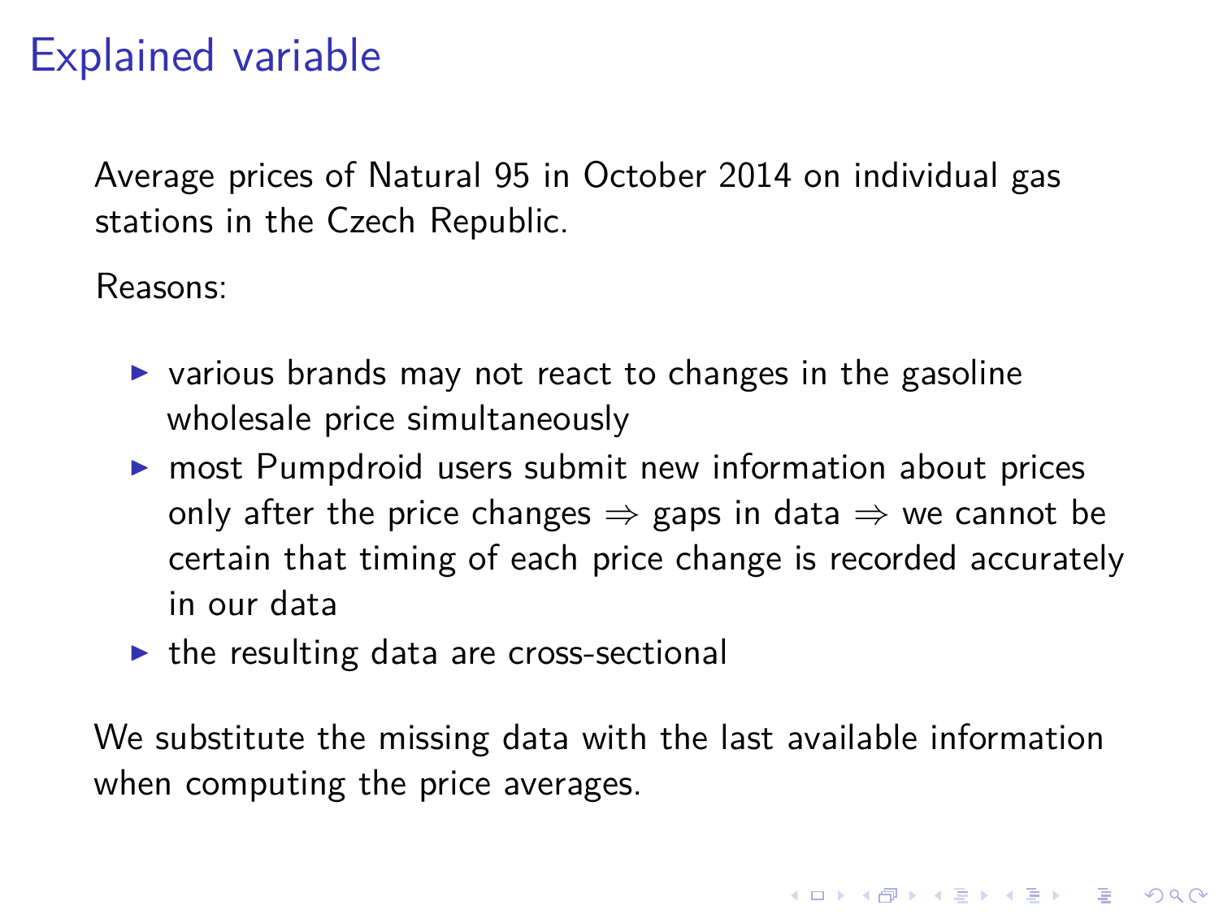# Explained variable

Average prices of Natural 95 in October 2014 on individual gas stations in the Czech Republic.

Reasons:

- various brands may not react to changes in the gasoline wholesale price simultaneously
- most Pumpdroid users submit new information about prices only after the price changes $\Rightarrow$ gaps in data $\Rightarrow$ we cannot be certain that timing of each price change is recorded accurately in our data
- the resulting data are cross-sectional

We substitute the missing data with the last available information when computing the price averages.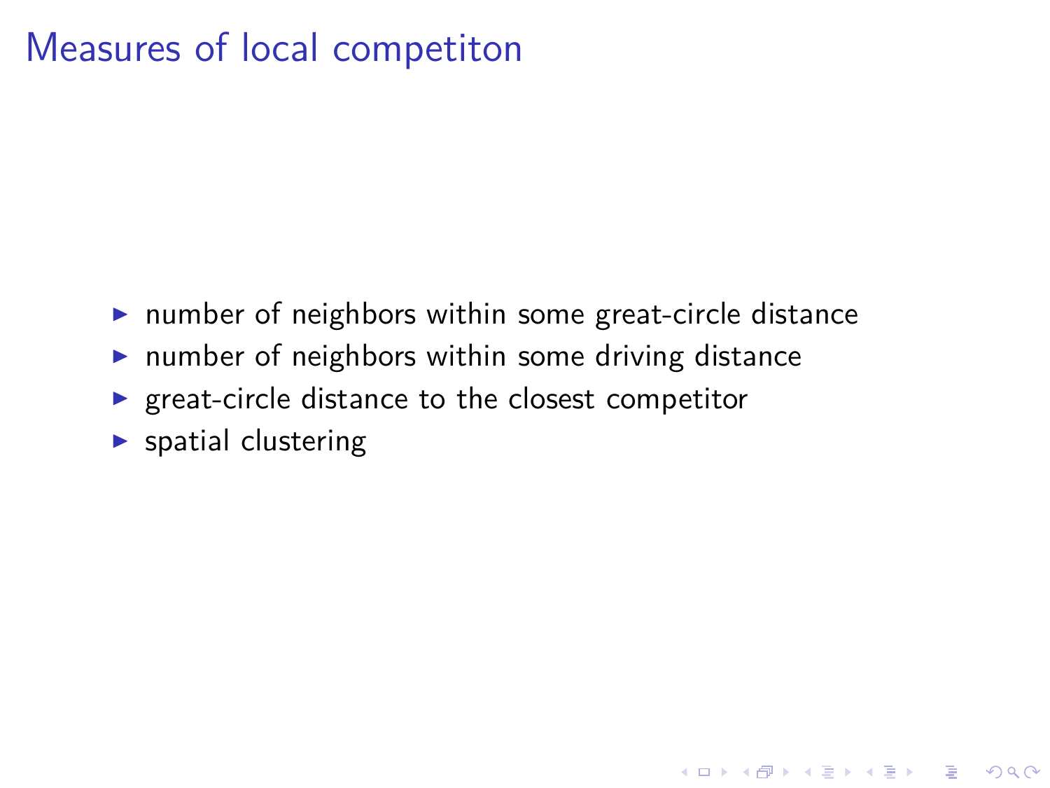# Measures of local competiton

- number of neighbors within some great-circle distance
- number of neighbors within some driving distance
- great-circle distance to the closest competitor
- spatial clustering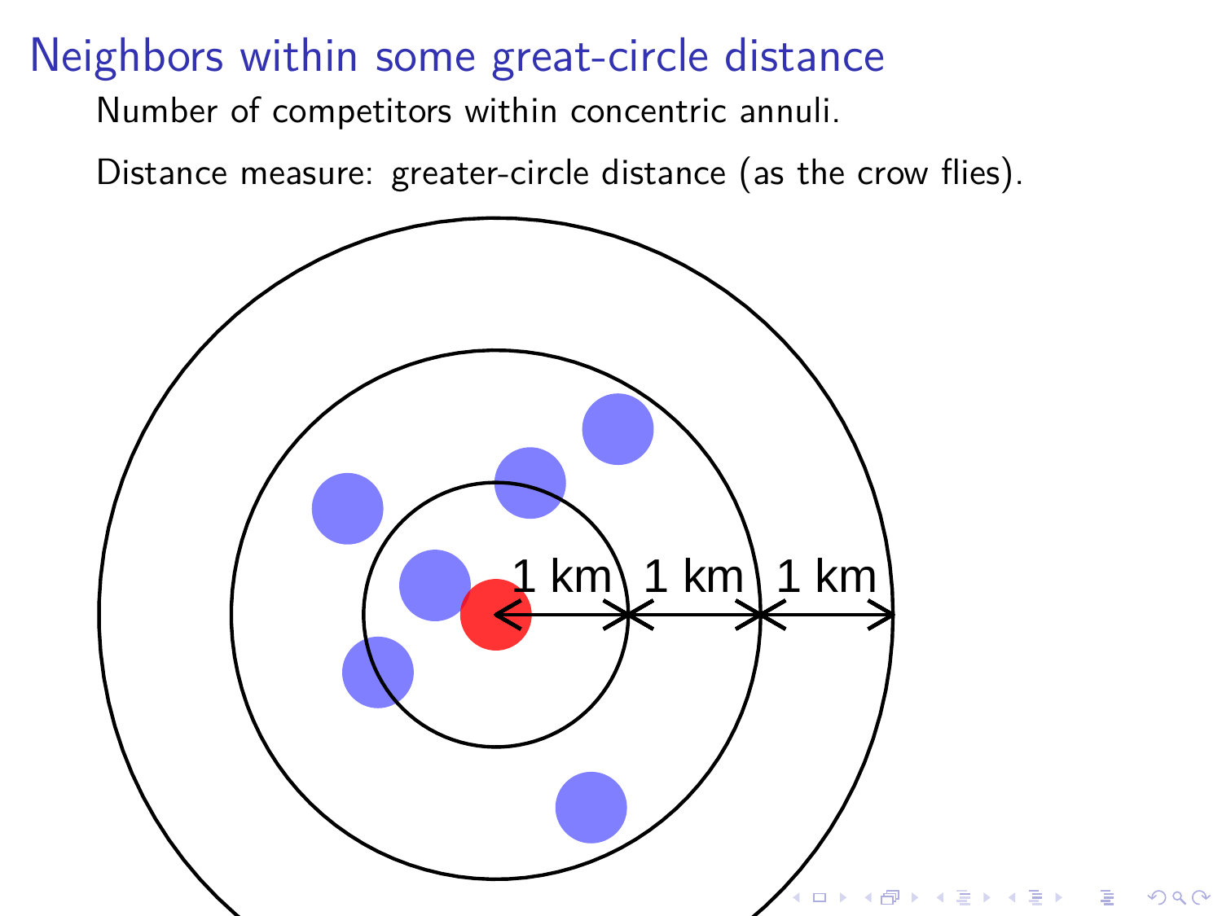# Neighbors within some great-circle distance

Number of competitors within concentric annuli.

Distance measure: greater-circle distance (as the crow flies).

1 km 1 km 1 km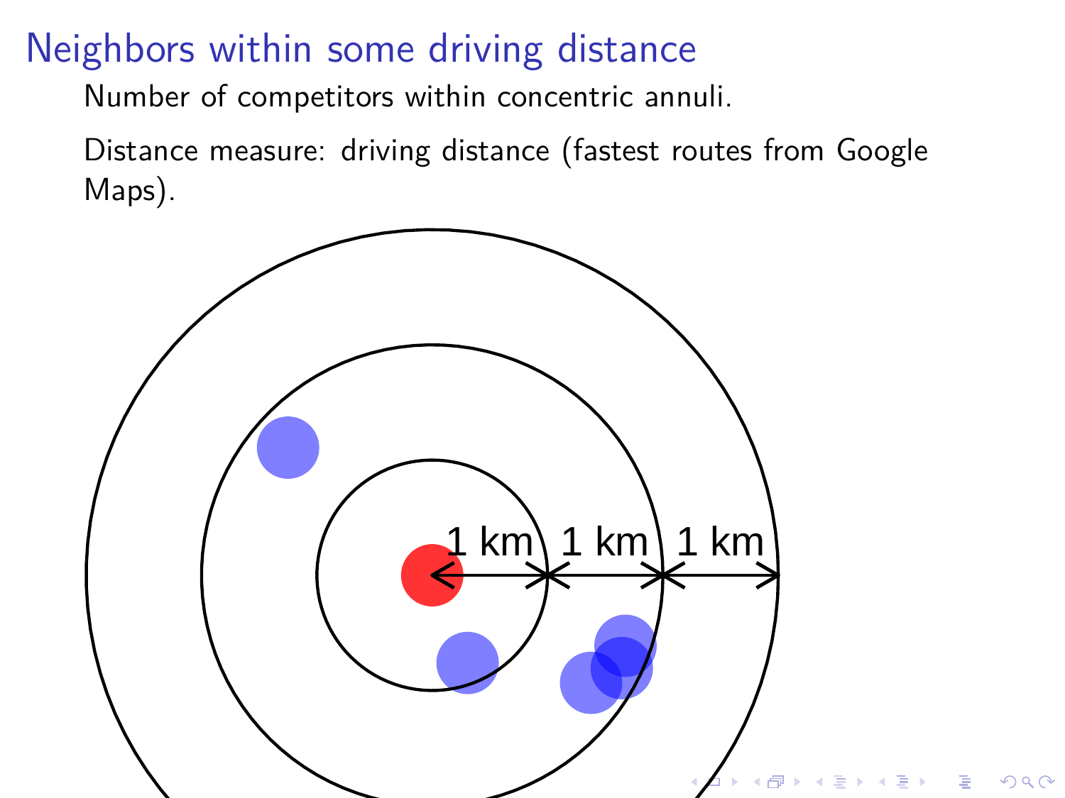# Neighbors within some driving distance

Number of competitors within concentric annuli.

Distance measure: driving distance (fastest routes from Google Maps).

1 km 1 km 1 km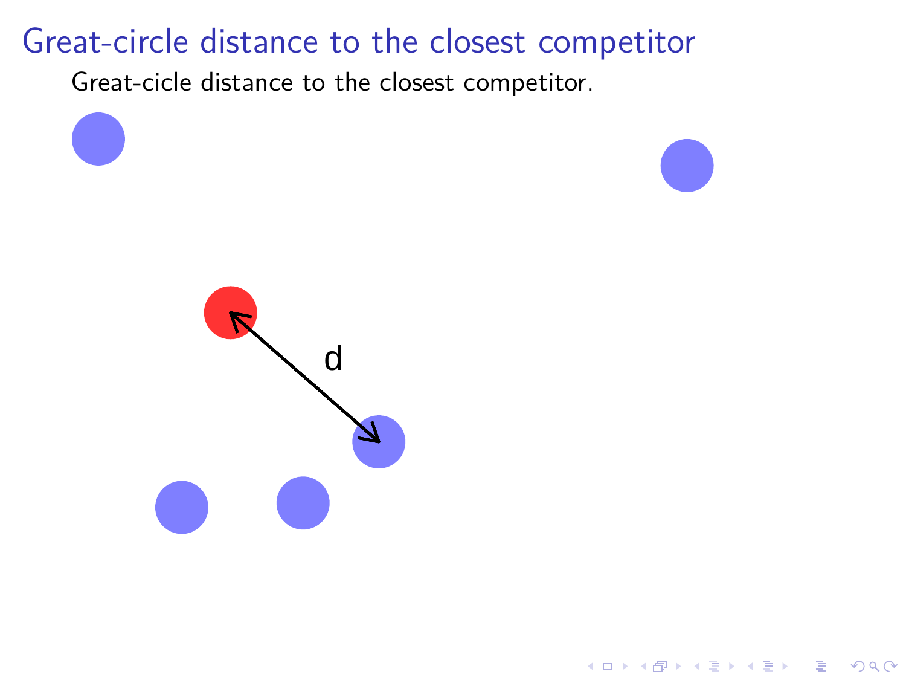# Great-circle distance to the closest competitor

Great-cicle distance to the closest competitor.

d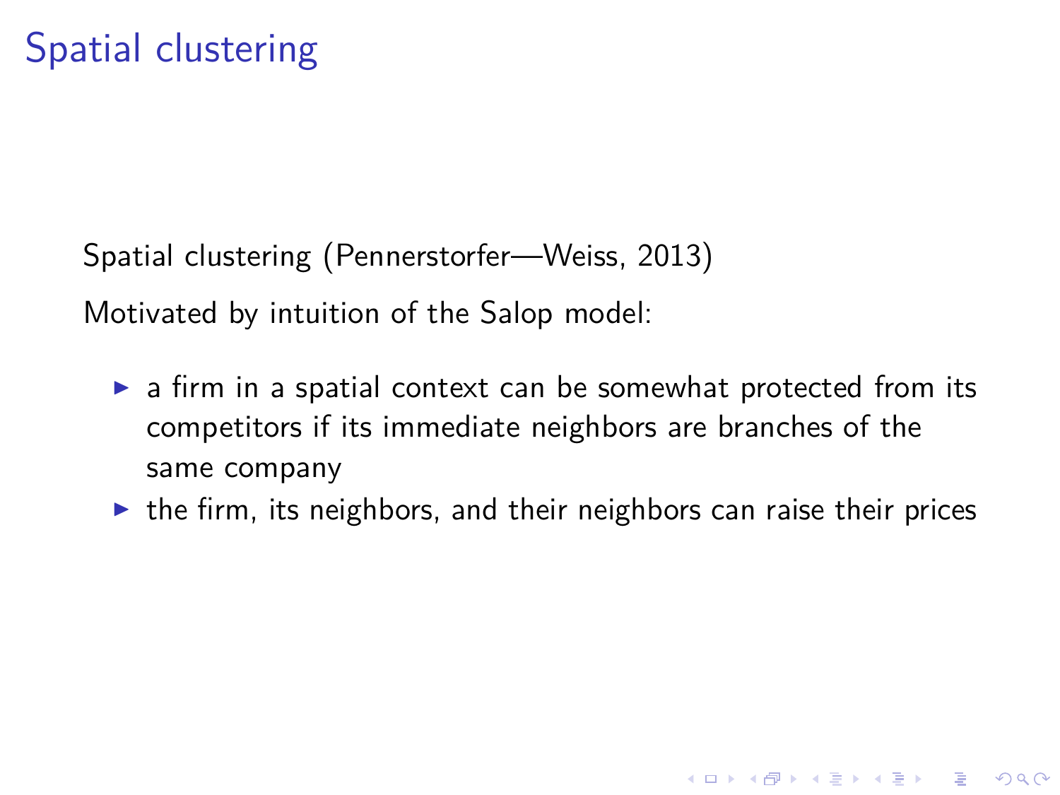# Spatial clustering

Spatial clustering (Pennerstorfer—Weiss, 2013)

Motivated by intuition of the Salop model:

- a firm in a spatial context can be somewhat protected from its competitors if its immediate neighbors are branches of the same company
- the firm, its neighbors, and their neighbors can raise their prices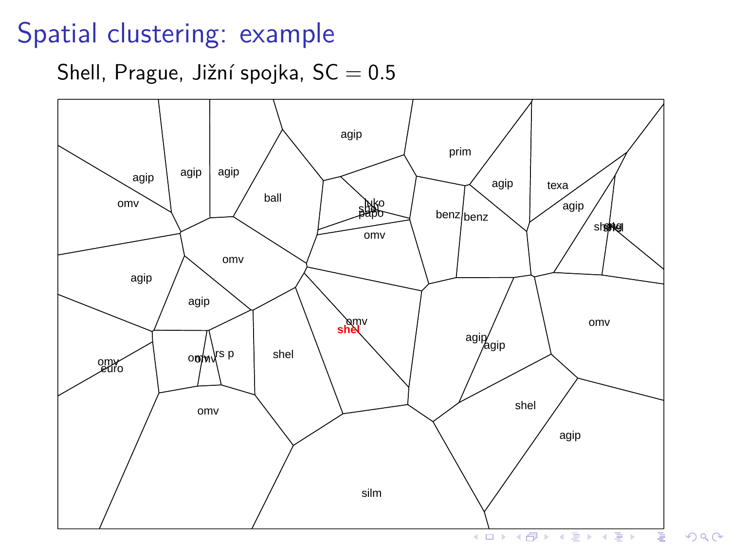# Spatial clustering: example

Shell, Prague, Jižní spojka, SC $= 0.5$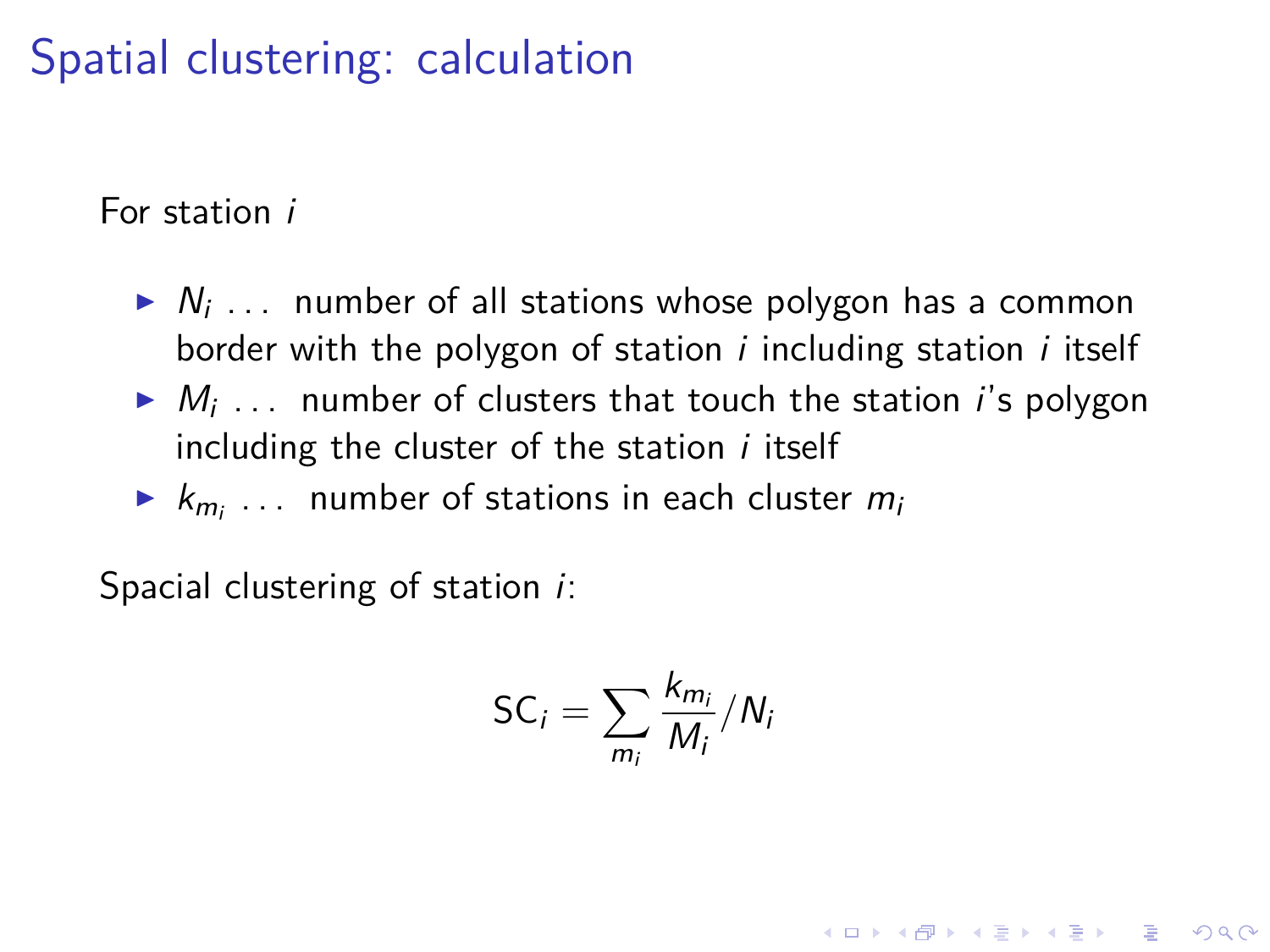# Spatial clustering: calculation

For station $i$

- $N_i$ ... number of all stations whose polygon has a common border with the polygon of station $i$ including station $i$ itself
- $M_i$ ... number of clusters that touch the station $i$'s polygon including the cluster of the station $i$ itself
- $k_{m_i}$ ... number of stations in each cluster $m_i$

Spacial clustering of station $i$:

$$\text{SC}_i = \sum_{m_i} \frac{k_{m_i}}{M_i} / N_i$$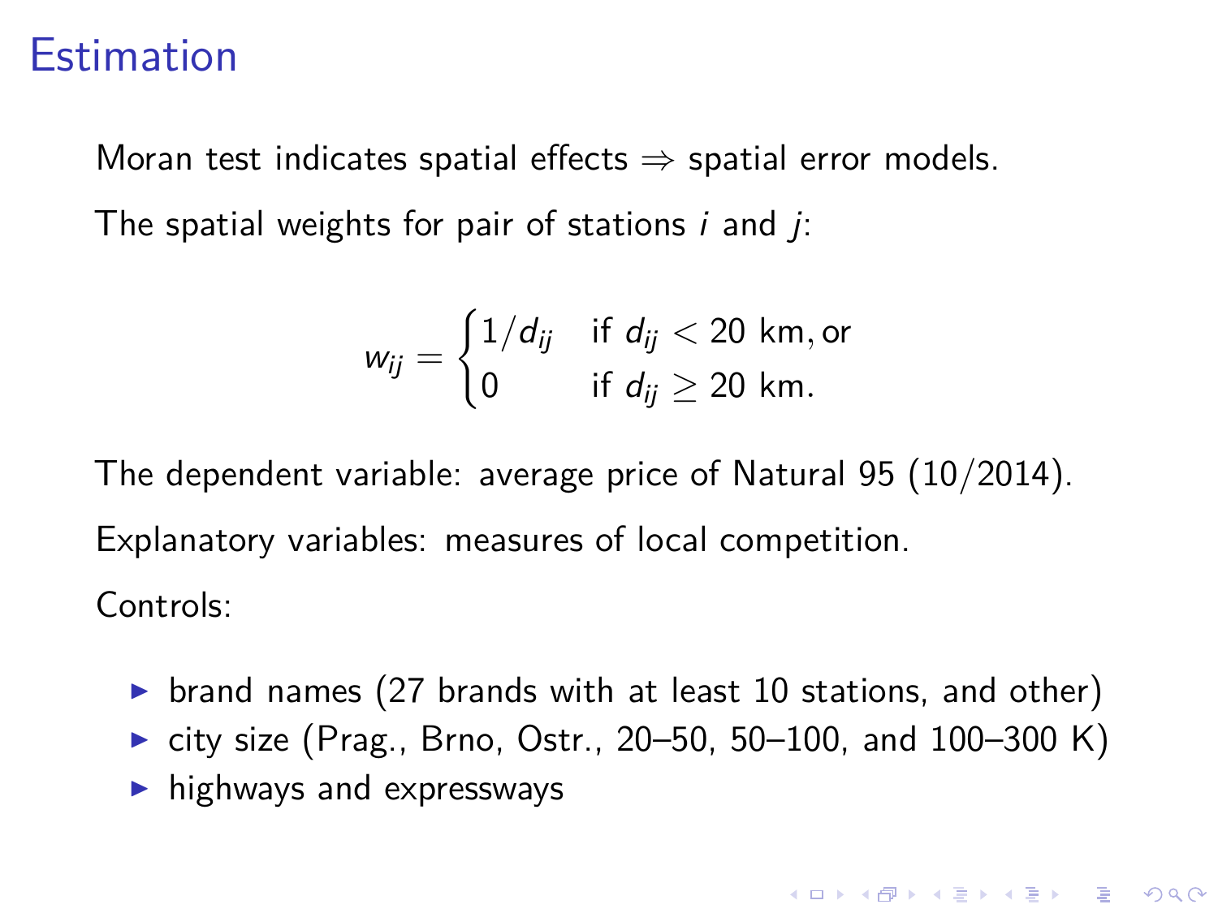# Estimation

Moran test indicates spatial effects ⇒ spatial error models.

The spatial weights for pair of stations $i$ and $j$:

$$w_{ij} = \begin{cases} 1/d_{ij} & \text{if } d_{ij} < 20 \text{ km, or} \\ 0 & \text{if } d_{ij} \geq 20 \text{ km.} \end{cases}$$

The dependent variable: average price of Natural 95 (10/2014).

Explanatory variables: measures of local competition.

Controls:

- brand names (27 brands with at least 10 stations, and other)
- city size (Prag., Brno, Ostr., 20–50, 50–100, and 100–300 K)
- highways and expressways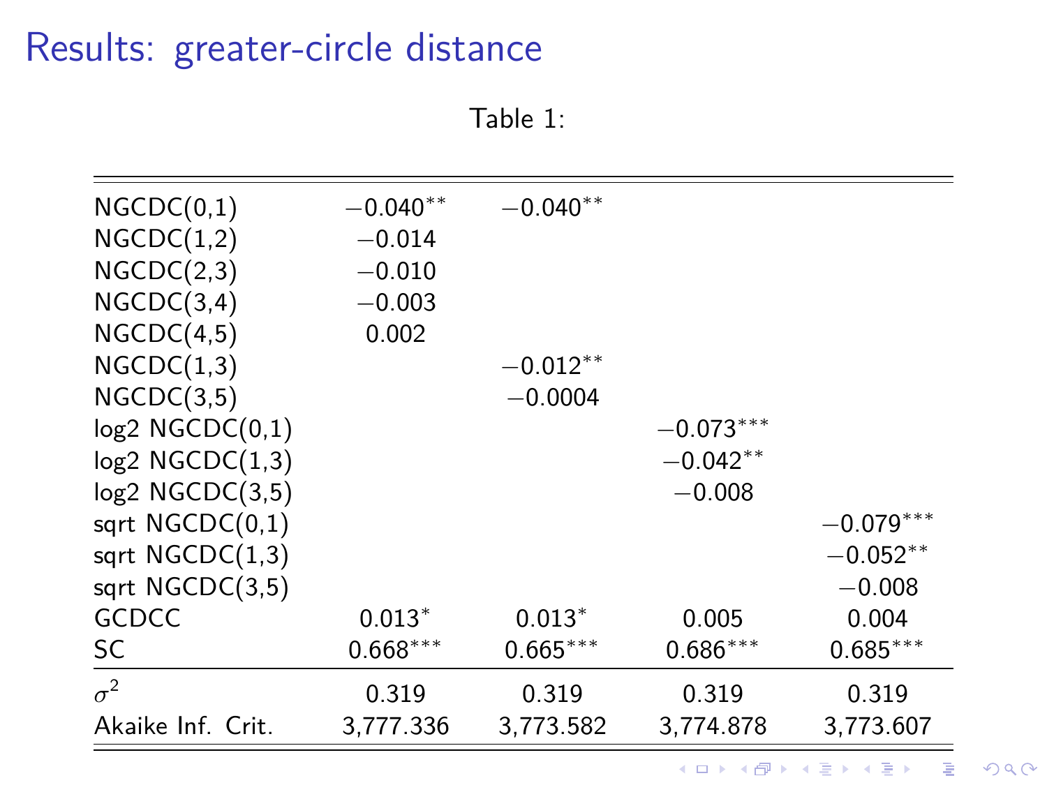# Results: greater-circle distance

Table 1:

| | | | | |
|---|---|---|---|---|
| NGCDC(0,1) | $-0.040^{**}$ | $-0.040^{**}$ | | |
| NGCDC(1,2) | $-0.014$ | | | |
| NGCDC(2,3) | $-0.010$ | | | |
| NGCDC(3,4) | $-0.003$ | | | |
| NGCDC(4,5) | 0.002 | | | |
| NGCDC(1,3) | | $-0.012^{**}$ | | |
| NGCDC(3,5) | | $-0.0004$ | | |
| log2 NGCDC(0,1) | | | $-0.073^{***}$ | |
| log2 NGCDC(1,3) | | | $-0.042^{**}$ | |
| log2 NGCDC(3,5) | | | $-0.008$ | |
| sqrt NGCDC(0,1) | | | | $-0.079^{***}$ |
| sqrt NGCDC(1,3) | | | | $-0.052^{**}$ |
| sqrt NGCDC(3,5) | | | | $-0.008$ |
| GCDCC | $0.013^{*}$ | $0.013^{*}$ | 0.005 | 0.004 |
| SC | $0.668^{***}$ | $0.665^{***}$ | $0.686^{***}$ | $0.685^{***}$ |
| $\sigma^2$ | 0.319 | 0.319 | 0.319 | 0.319 |
| Akaike Inf. Crit. | 3,777.336 | 3,773.582 | 3,774.878 | 3,773.607 |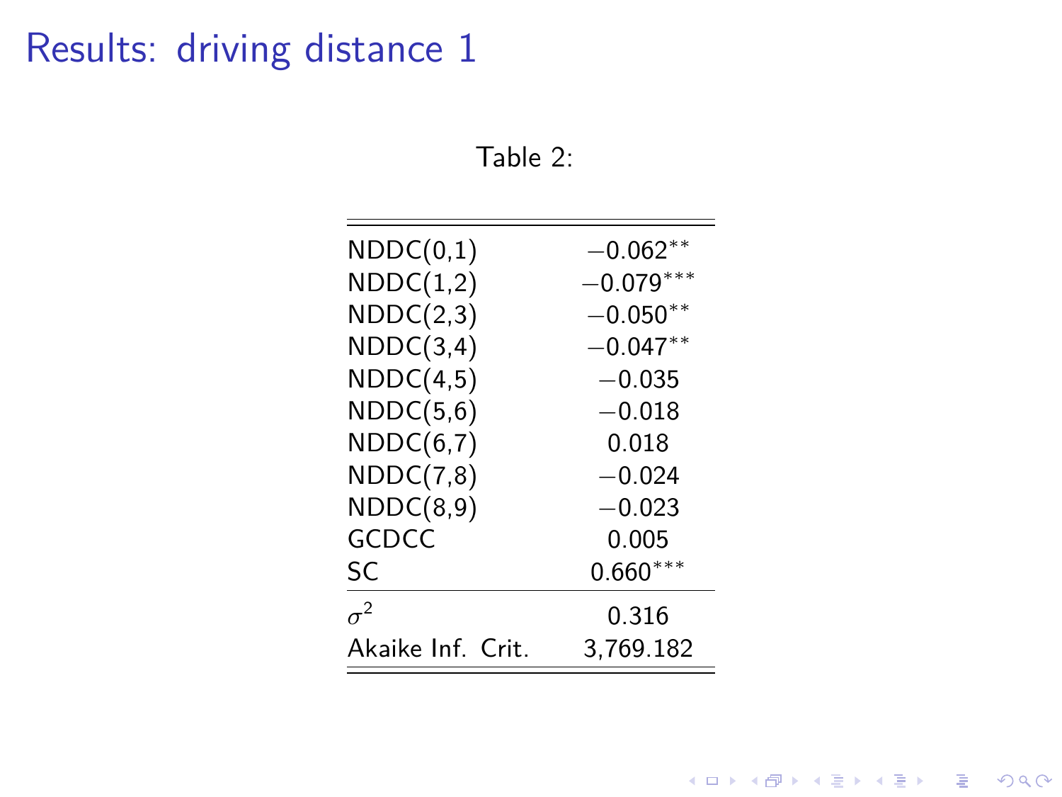# Results: driving distance 1

Table 2:

| | |
|---|---|
| NDDC(0,1) | $-0.062^{**}$ |
| NDDC(1,2) | $-0.079^{***}$ |
| NDDC(2,3) | $-0.050^{**}$ |
| NDDC(3,4) | $-0.047^{**}$ |
| NDDC(4,5) | $-0.035$ |
| NDDC(5,6) | $-0.018$ |
| NDDC(6,7) | 0.018 |
| NDDC(7,8) | $-0.024$ |
| NDDC(8,9) | $-0.023$ |
| GCDCC | 0.005 |
| SC | $0.660^{***}$ |
| $\sigma^2$ | 0.316 |
| Akaike Inf. Crit. | 3,769.182 |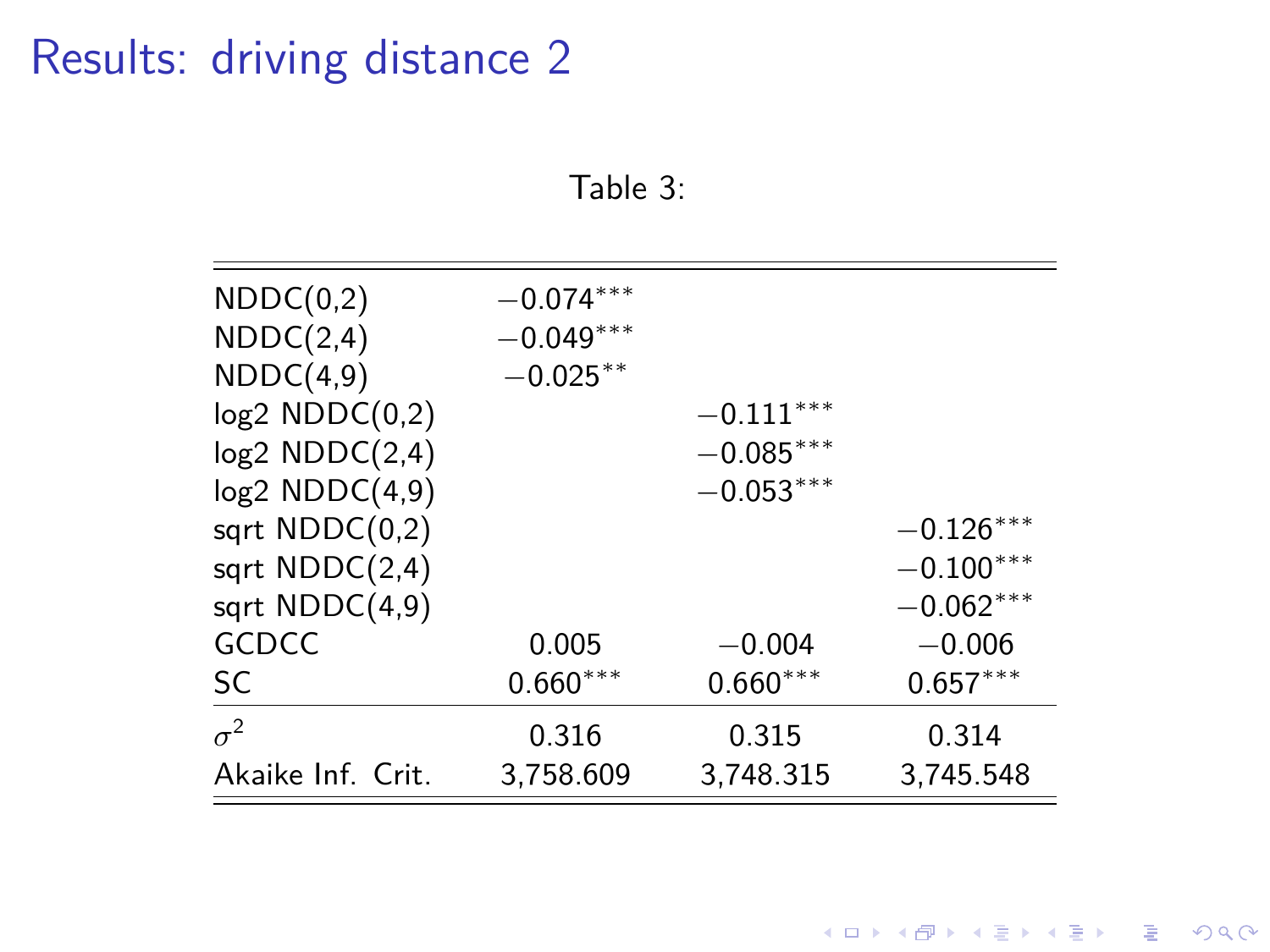# Results: driving distance 2

Table 3:

| | | | |
|---|---|---|---|
| NDDC(0,2) | $-0.074^{***}$ | | |
| NDDC(2,4) | $-0.049^{***}$ | | |
| NDDC(4,9) | $-0.025^{**}$ | | |
| log2 NDDC(0,2) | | $-0.111^{***}$ | |
| log2 NDDC(2,4) | | $-0.085^{***}$ | |
| log2 NDDC(4,9) | | $-0.053^{***}$ | |
| sqrt NDDC(0,2) | | | $-0.126^{***}$ |
| sqrt NDDC(2,4) | | | $-0.100^{***}$ |
| sqrt NDDC(4,9) | | | $-0.062^{***}$ |
| GCDCC | 0.005 | $-0.004$ | $-0.006$ |
| SC | $0.660^{***}$ | $0.660^{***}$ | $0.657^{***}$ |
| $\sigma^2$ | 0.316 | 0.315 | 0.314 |
| Akaike Inf. Crit. | 3,758.609 | 3,748.315 | 3,745.548 |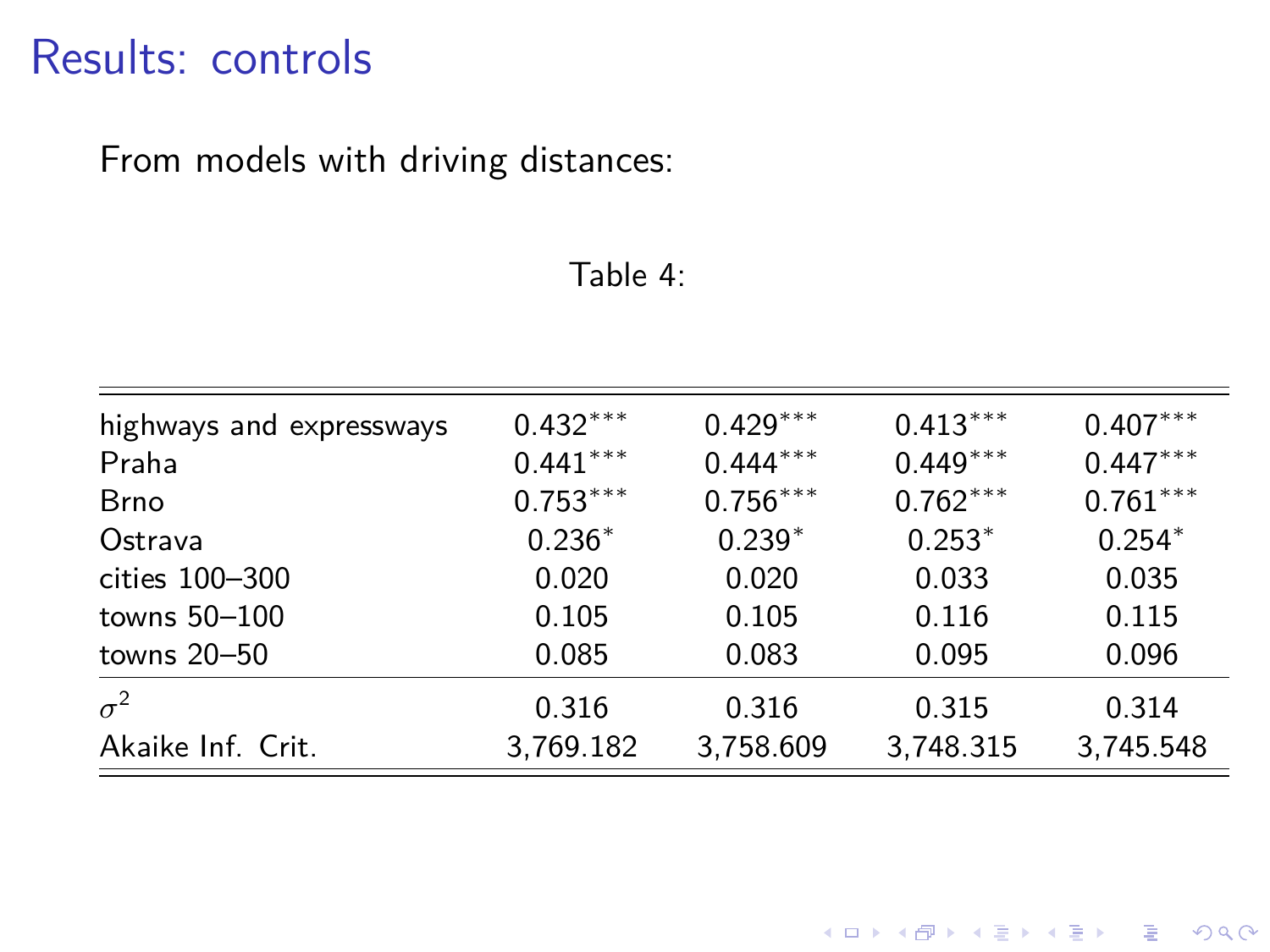# Results: controls

From models with driving distances:

Table 4:

| | | | | |
|---|---|---|---|---|
| highways and expressways | 0.432*** | 0.429*** | 0.413*** | 0.407*** |
| Praha | 0.441*** | 0.444*** | 0.449*** | 0.447*** |
| Brno | 0.753*** | 0.756*** | 0.762*** | 0.761*** |
| Ostrava | 0.236* | 0.239* | 0.253* | 0.254* |
| cities 100–300 | 0.020 | 0.020 | 0.033 | 0.035 |
| towns 50–100 | 0.105 | 0.105 | 0.116 | 0.115 |
| towns 20–50 | 0.085 | 0.083 | 0.095 | 0.096 |
| $\sigma^2$ | 0.316 | 0.316 | 0.315 | 0.314 |
| Akaike Inf. Crit. | 3,769.182 | 3,758.609 | 3,748.315 | 3,745.548 |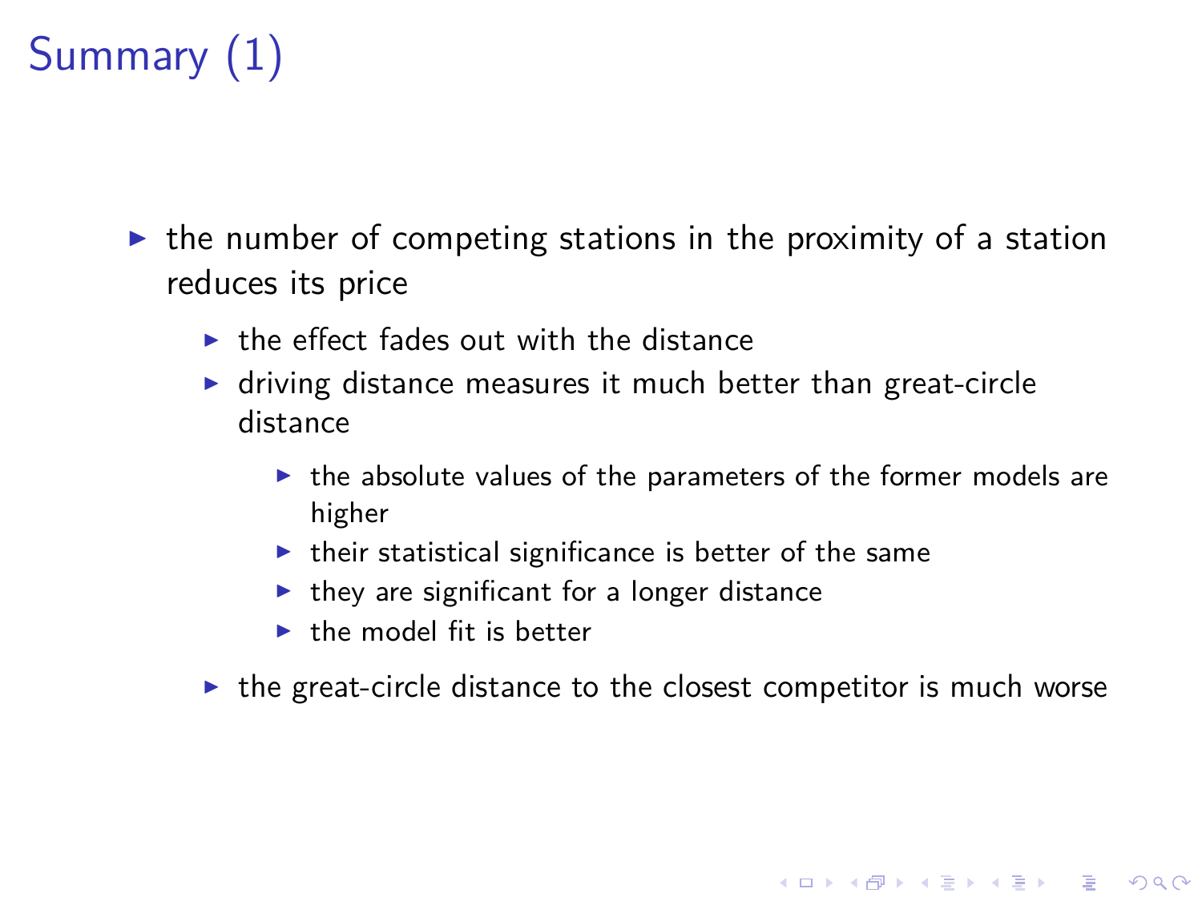# Summary (1)

- the number of competing stations in the proximity of a station reduces its price
  - the effect fades out with the distance
  - driving distance measures it much better than great-circle distance
    - the absolute values of the parameters of the former models are higher
    - their statistical significance is better of the same
    - they are significant for a longer distance
    - the model fit is better
  - the great-circle distance to the closest competitor is much worse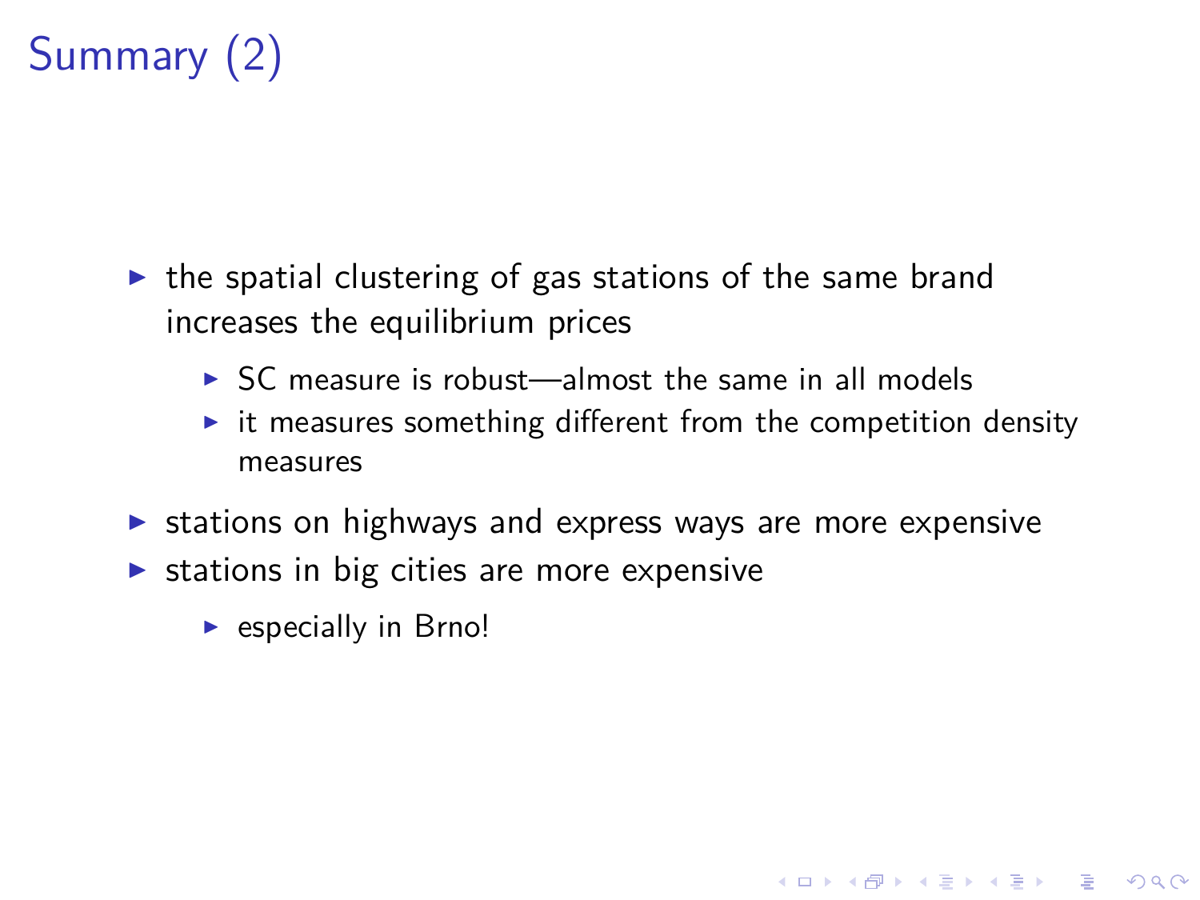# Summary (2)

- the spatial clustering of gas stations of the same brand increases the equilibrium prices
  - SC measure is robust—almost the same in all models
  - it measures something different from the competition density measures
- stations on highways and express ways are more expensive
- stations in big cities are more expensive
  - especially in Brno!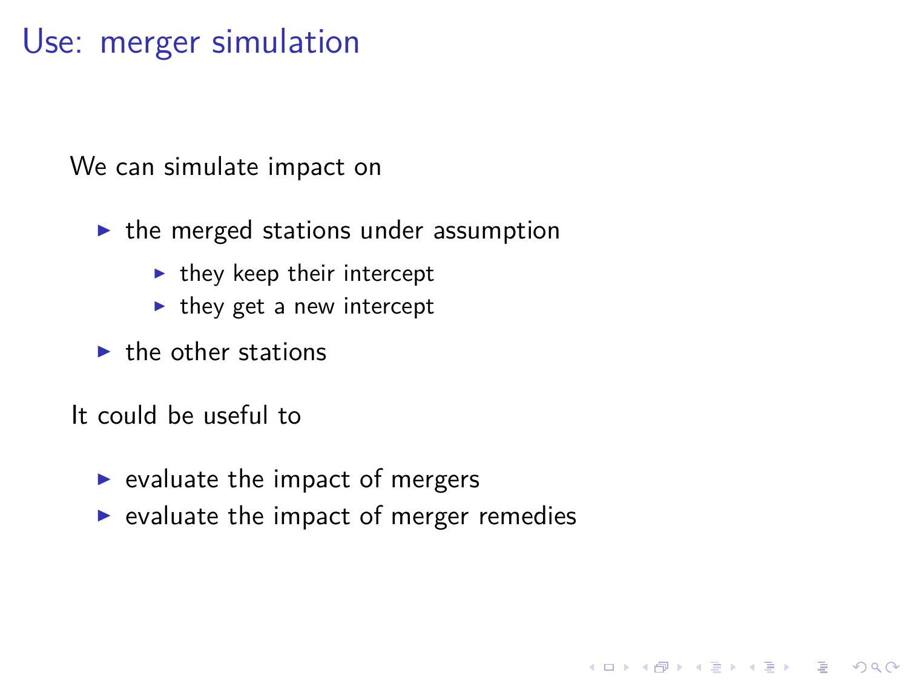# Use: merger simulation

We can simulate impact on

- the merged stations under assumption
  - they keep their intercept
  - they get a new intercept
- the other stations

It could be useful to

- evaluate the impact of mergers
- evaluate the impact of merger remedies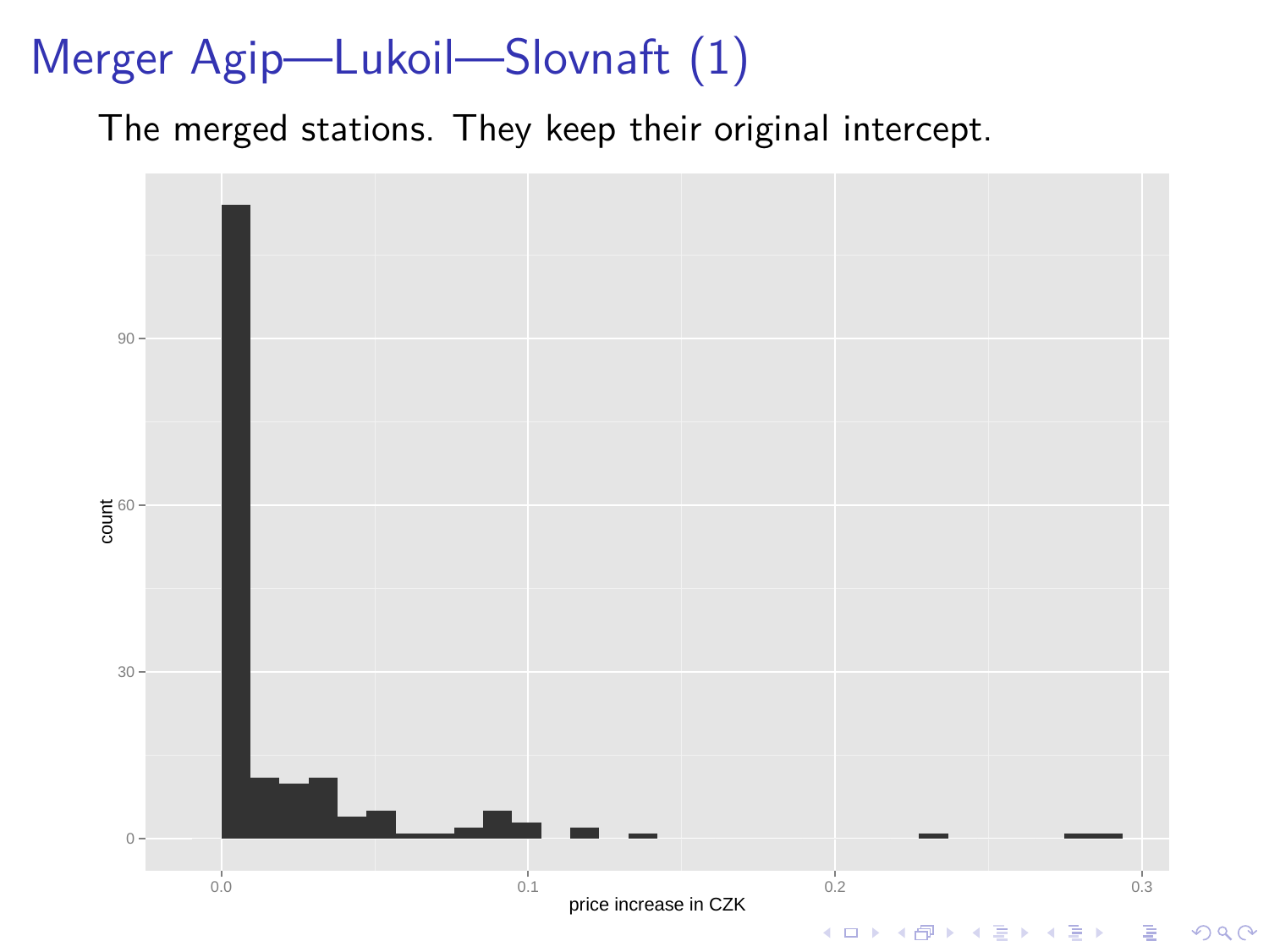# Merger Agip—Lukoil—Slovnaft (1)

The merged stations. They keep their original intercept.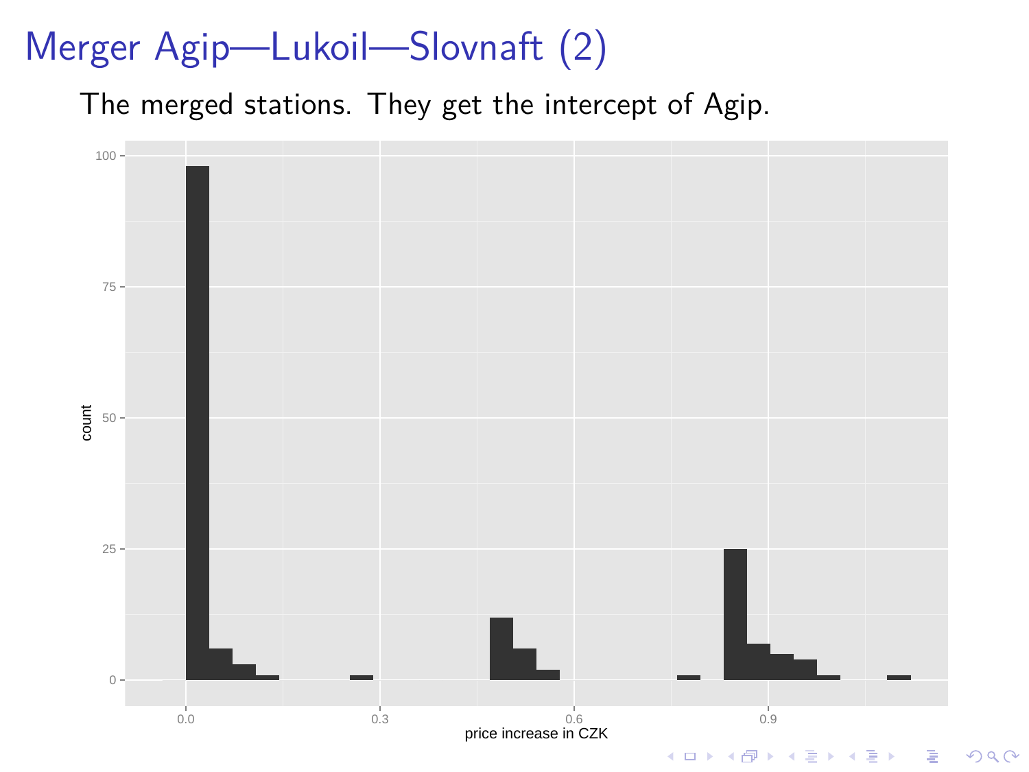# Merger Agip—Lukoil—Slovnaft (2)

The merged stations. They get the intercept of Agip.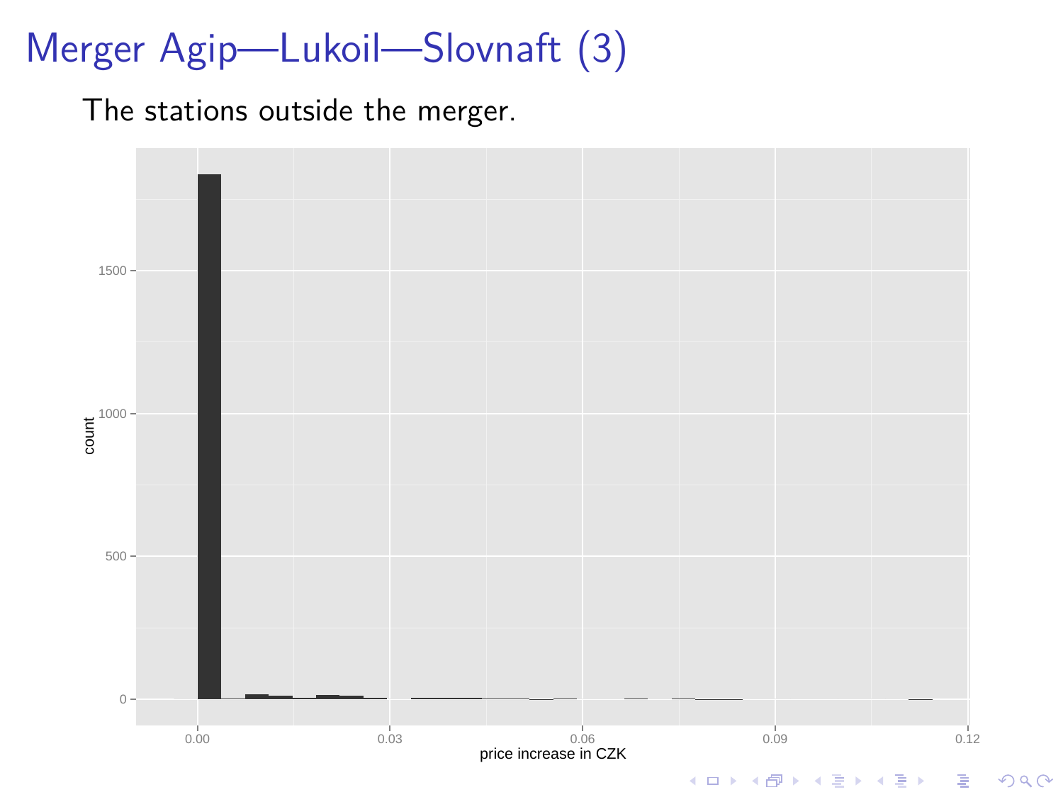# Merger Agip—Lukoil—Slovnaft (3)

The stations outside the merger.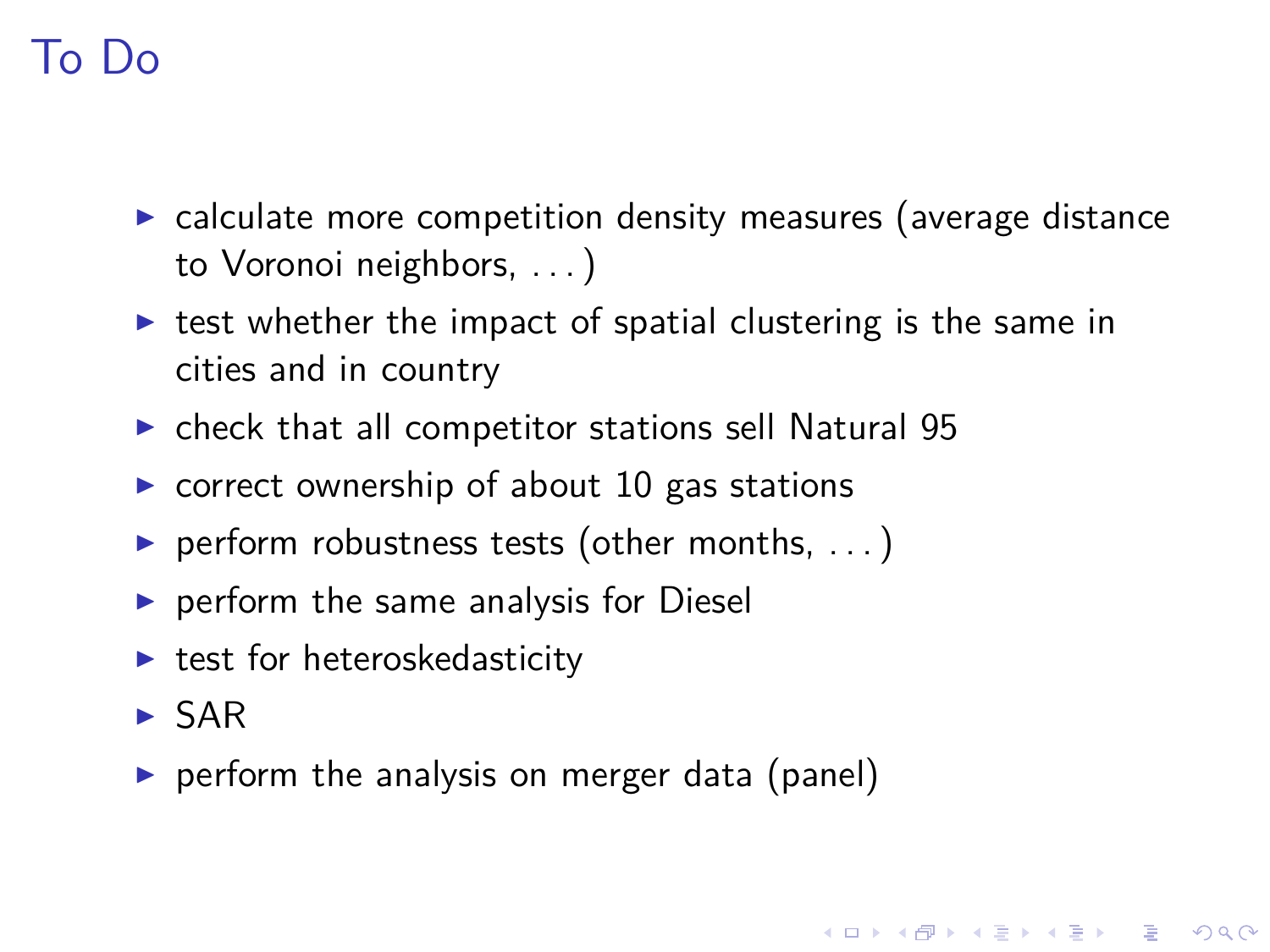# To Do

- calculate more competition density measures (average distance to Voronoi neighbors, . . . )
- test whether the impact of spatial clustering is the same in cities and in country
- check that all competitor stations sell Natural 95
- correct ownership of about 10 gas stations
- perform robustness tests (other months, . . . )
- perform the same analysis for Diesel
- test for heteroskedasticity
- SAR
- perform the analysis on merger data (panel)